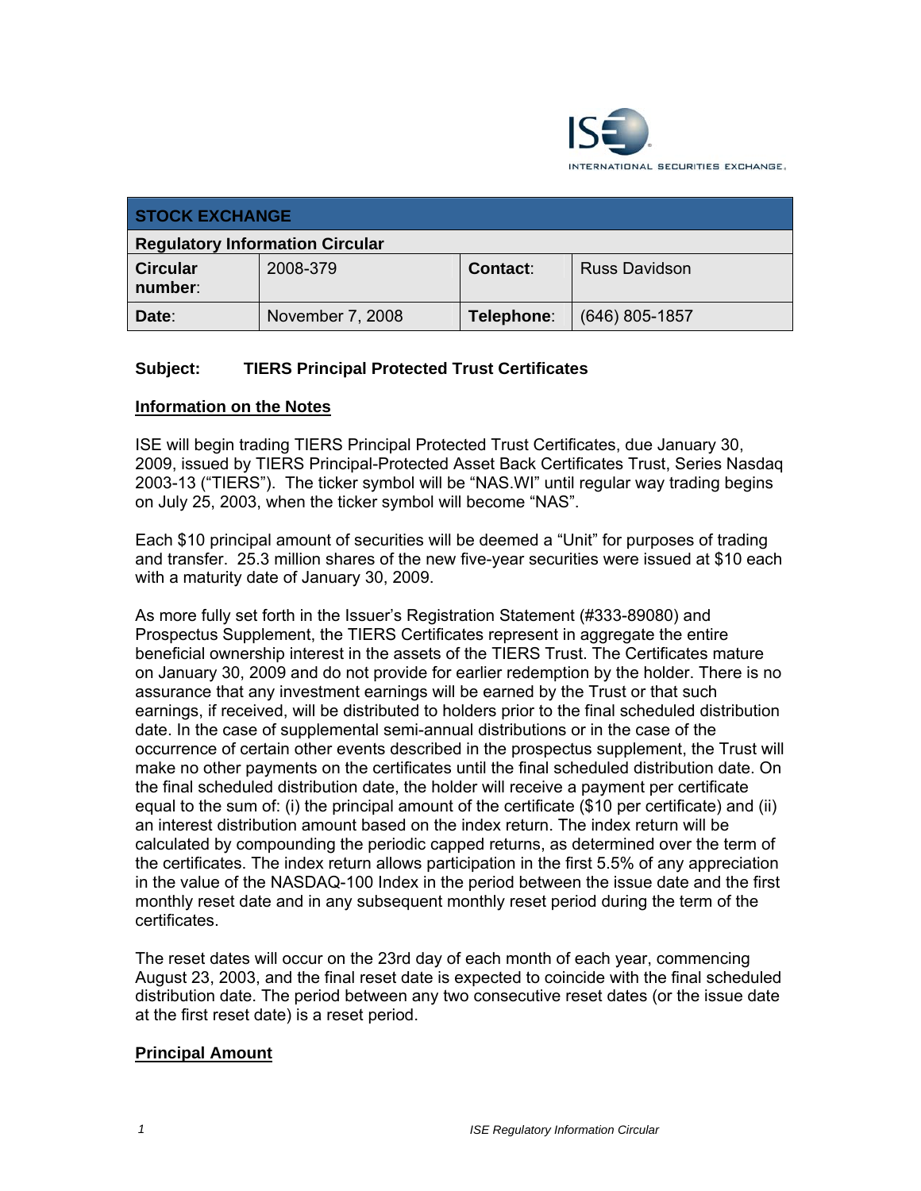INTERNATIONAL SECURITIES EXCHANGE.

| STOCK EXCHANGE | | | |
|---|---|---|---|
| **Regulatory Information Circular** | | | |
| **Circular number:** | 2008-379 | **Contact:** | Russ Davidson |
| **Date:** | November 7, 2008 | **Telephone:** | (646) 805-1857 |

**Subject: TIERS Principal Protected Trust Certificates**

**Information on the Notes**

ISE will begin trading TIERS Principal Protected Trust Certificates, due January 30, 2009, issued by TIERS Principal-Protected Asset Back Certificates Trust, Series Nasdaq 2003-13 ("TIERS"). The ticker symbol will be "NAS.WI" until regular way trading begins on July 25, 2003, when the ticker symbol will become "NAS".

Each $10 principal amount of securities will be deemed a "Unit" for purposes of trading and transfer. 25.3 million shares of the new five-year securities were issued at $10 each with a maturity date of January 30, 2009.

As more fully set forth in the Issuer's Registration Statement (#333-89080) and Prospectus Supplement, the TIERS Certificates represent in aggregate the entire beneficial ownership interest in the assets of the TIERS Trust. The Certificates mature on January 30, 2009 and do not provide for earlier redemption by the holder. There is no assurance that any investment earnings will be earned by the Trust or that such earnings, if received, will be distributed to holders prior to the final scheduled distribution date. In the case of supplemental semi-annual distributions or in the case of the occurrence of certain other events described in the prospectus supplement, the Trust will make no other payments on the certificates until the final scheduled distribution date. On the final scheduled distribution date, the holder will receive a payment per certificate equal to the sum of: (i) the principal amount of the certificate ($10 per certificate) and (ii) an interest distribution amount based on the index return. The index return will be calculated by compounding the periodic capped returns, as determined over the term of the certificates. The index return allows participation in the first 5.5% of any appreciation in the value of the NASDAQ-100 Index in the period between the issue date and the first monthly reset date and in any subsequent monthly reset period during the term of the certificates.

The reset dates will occur on the 23rd day of each month of each year, commencing August 23, 2003, and the final reset date is expected to coincide with the final scheduled distribution date. The period between any two consecutive reset dates (or the issue date at the first reset date) is a reset period.

**Principal Amount**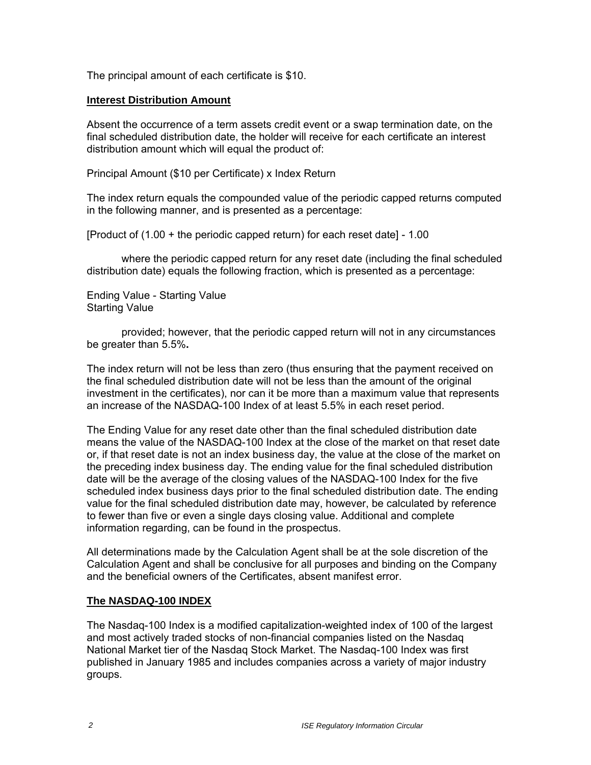The principal amount of each certificate is $10.

**Interest Distribution Amount**

Absent the occurrence of a term assets credit event or a swap termination date, on the final scheduled distribution date, the holder will receive for each certificate an interest distribution amount which will equal the product of:

Principal Amount ($10 per Certificate) x Index Return

The index return equals the compounded value of the periodic capped returns computed in the following manner, and is presented as a percentage:

[Product of (1.00 + the periodic capped return) for each reset date] - 1.00

where the periodic capped return for any reset date (including the final scheduled distribution date) equals the following fraction, which is presented as a percentage:

$$\frac{\text{Ending Value} - \text{Starting Value}}{\text{Starting Value}}$$

provided; however, that the periodic capped return will not in any circumstances be greater than 5.5%**.**

The index return will not be less than zero (thus ensuring that the payment received on the final scheduled distribution date will not be less than the amount of the original investment in the certificates), nor can it be more than a maximum value that represents an increase of the NASDAQ-100 Index of at least 5.5% in each reset period.

The Ending Value for any reset date other than the final scheduled distribution date means the value of the NASDAQ-100 Index at the close of the market on that reset date or, if that reset date is not an index business day, the value at the close of the market on the preceding index business day. The ending value for the final scheduled distribution date will be the average of the closing values of the NASDAQ-100 Index for the five scheduled index business days prior to the final scheduled distribution date. The ending value for the final scheduled distribution date may, however, be calculated by reference to fewer than five or even a single days closing value. Additional and complete information regarding, can be found in the prospectus.

All determinations made by the Calculation Agent shall be at the sole discretion of the Calculation Agent and shall be conclusive for all purposes and binding on the Company and the beneficial owners of the Certificates, absent manifest error.

**The NASDAQ-100 INDEX**

The Nasdaq-100 Index is a modified capitalization-weighted index of 100 of the largest and most actively traded stocks of non-financial companies listed on the Nasdaq National Market tier of the Nasdaq Stock Market. The Nasdaq-100 Index was first published in January 1985 and includes companies across a variety of major industry groups.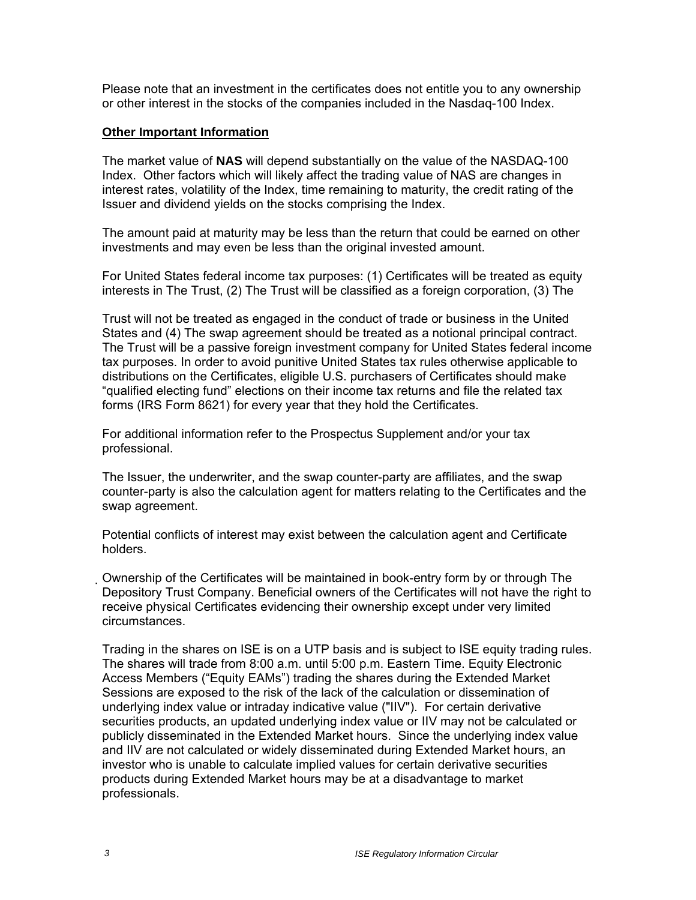Please note that an investment in the certificates does not entitle you to any ownership or other interest in the stocks of the companies included in the Nasdaq-100 Index.

**Other Important Information**

The market value of **NAS** will depend substantially on the value of the NASDAQ-100 Index. Other factors which will likely affect the trading value of NAS are changes in interest rates, volatility of the Index, time remaining to maturity, the credit rating of the Issuer and dividend yields on the stocks comprising the Index.

The amount paid at maturity may be less than the return that could be earned on other investments and may even be less than the original invested amount.

For United States federal income tax purposes: (1) Certificates will be treated as equity interests in The Trust, (2) The Trust will be classified as a foreign corporation, (3) The Trust will not be treated as engaged in the conduct of trade or business in the United States and (4) The swap agreement should be treated as a notional principal contract. The Trust will be a passive foreign investment company for United States federal income tax purposes. In order to avoid punitive United States tax rules otherwise applicable to distributions on the Certificates, eligible U.S. purchasers of Certificates should make "qualified electing fund" elections on their income tax returns and file the related tax forms (IRS Form 8621) for every year that they hold the Certificates.

For additional information refer to the Prospectus Supplement and/or your tax professional.

The Issuer, the underwriter, and the swap counter-party are affiliates, and the swap counter-party is also the calculation agent for matters relating to the Certificates and the swap agreement.

Potential conflicts of interest may exist between the calculation agent and Certificate holders.

Ownership of the Certificates will be maintained in book-entry form by or through The Depository Trust Company. Beneficial owners of the Certificates will not have the right to receive physical Certificates evidencing their ownership except under very limited circumstances.

Trading in the shares on ISE is on a UTP basis and is subject to ISE equity trading rules. The shares will trade from 8:00 a.m. until 5:00 p.m. Eastern Time. Equity Electronic Access Members ("Equity EAMs") trading the shares during the Extended Market Sessions are exposed to the risk of the lack of the calculation or dissemination of underlying index value or intraday indicative value ("IIV"). For certain derivative securities products, an updated underlying index value or IIV may not be calculated or publicly disseminated in the Extended Market hours. Since the underlying index value and IIV are not calculated or widely disseminated during Extended Market hours, an investor who is unable to calculate implied values for certain derivative securities products during Extended Market hours may be at a disadvantage to market professionals.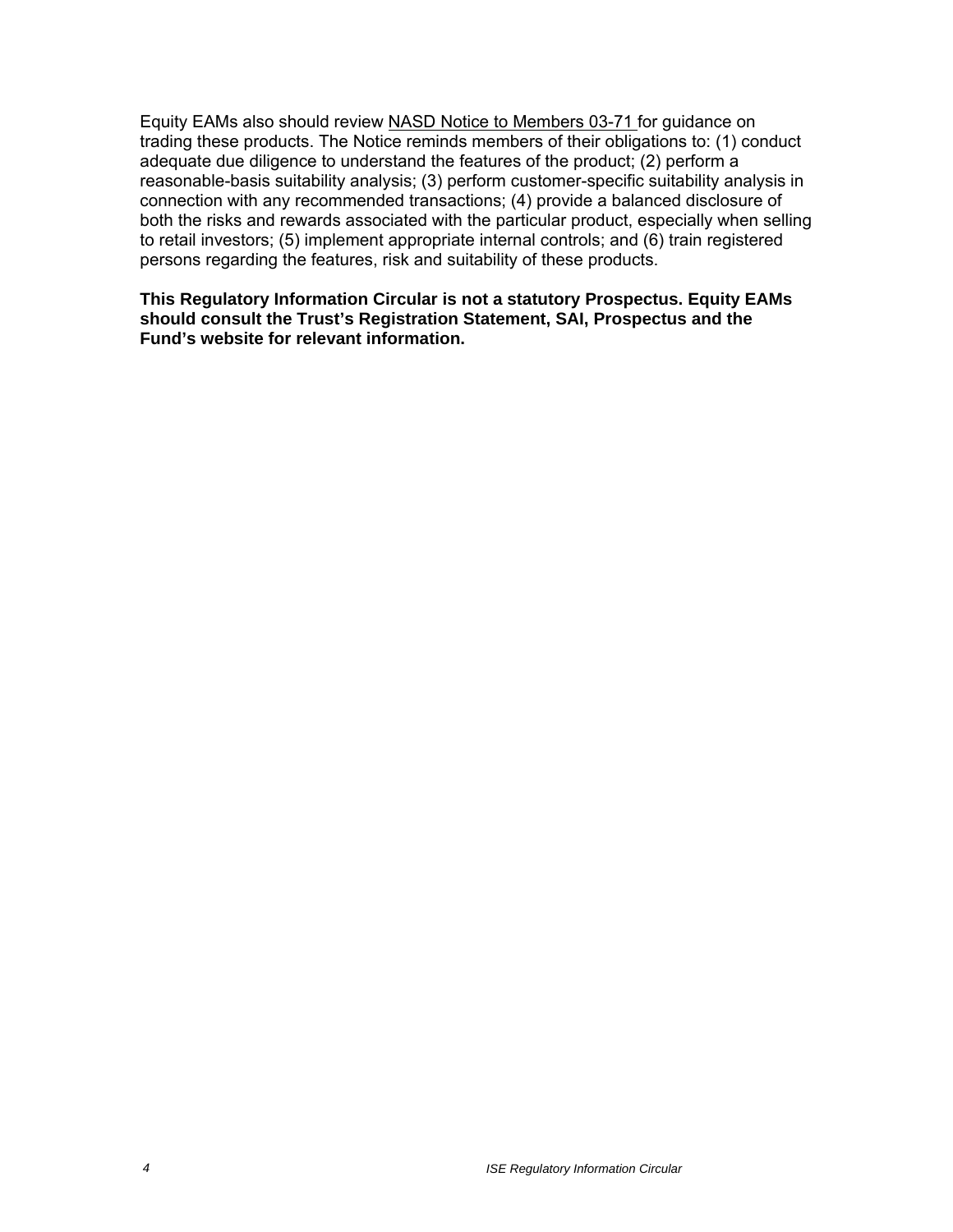Equity EAMs also should review NASD Notice to Members 03-71 for guidance on trading these products. The Notice reminds members of their obligations to: (1) conduct adequate due diligence to understand the features of the product; (2) perform a reasonable-basis suitability analysis; (3) perform customer-specific suitability analysis in connection with any recommended transactions; (4) provide a balanced disclosure of both the risks and rewards associated with the particular product, especially when selling to retail investors; (5) implement appropriate internal controls; and (6) train registered persons regarding the features, risk and suitability of these products.

**This Regulatory Information Circular is not a statutory Prospectus. Equity EAMs should consult the Trust's Registration Statement, SAI, Prospectus and the Fund's website for relevant information.**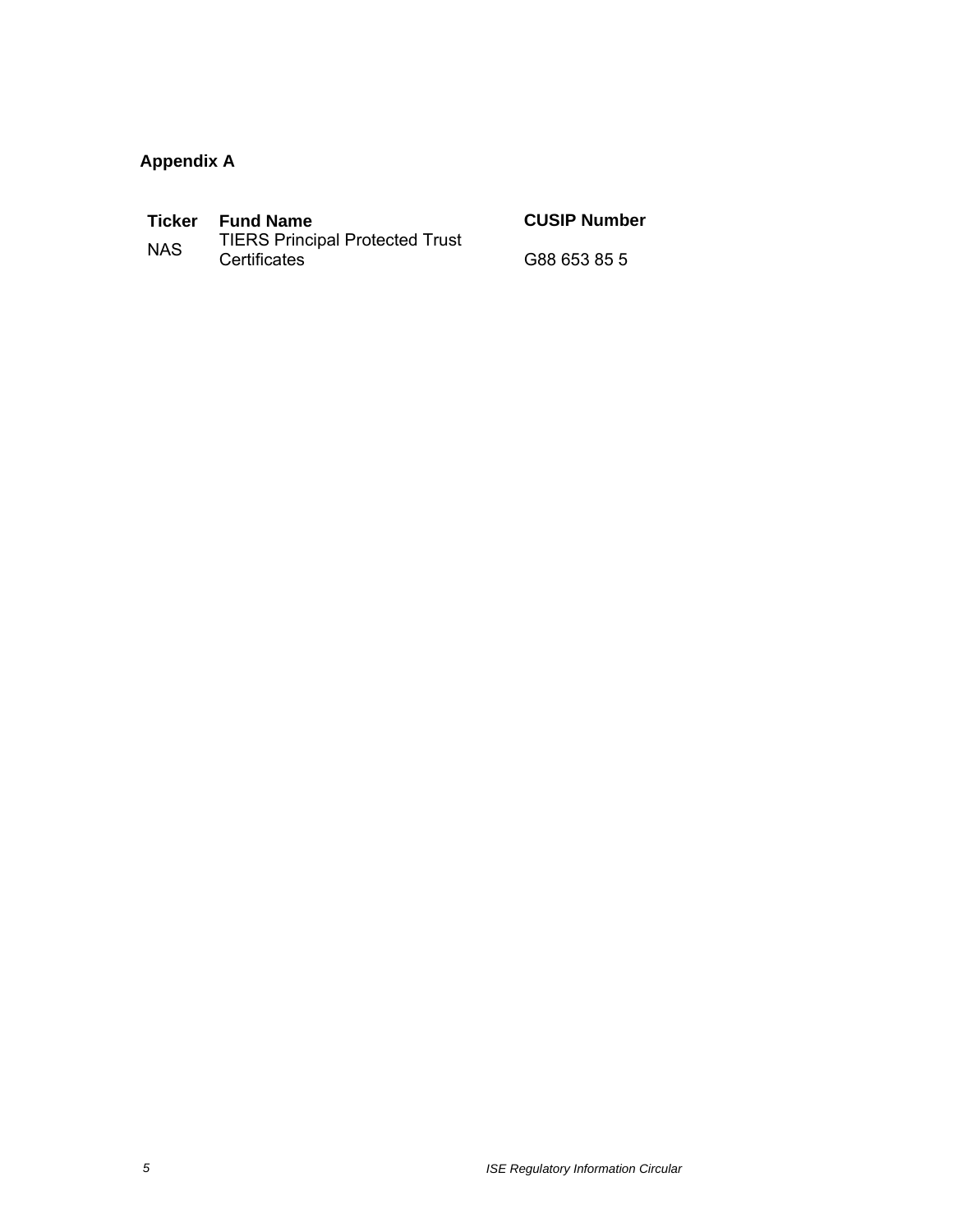## Appendix A

| Ticker | Fund Name | CUSIP Number |
|---|---|---|
| NAS | TIERS Principal Protected Trust Certificates | G88 653 85 5 |